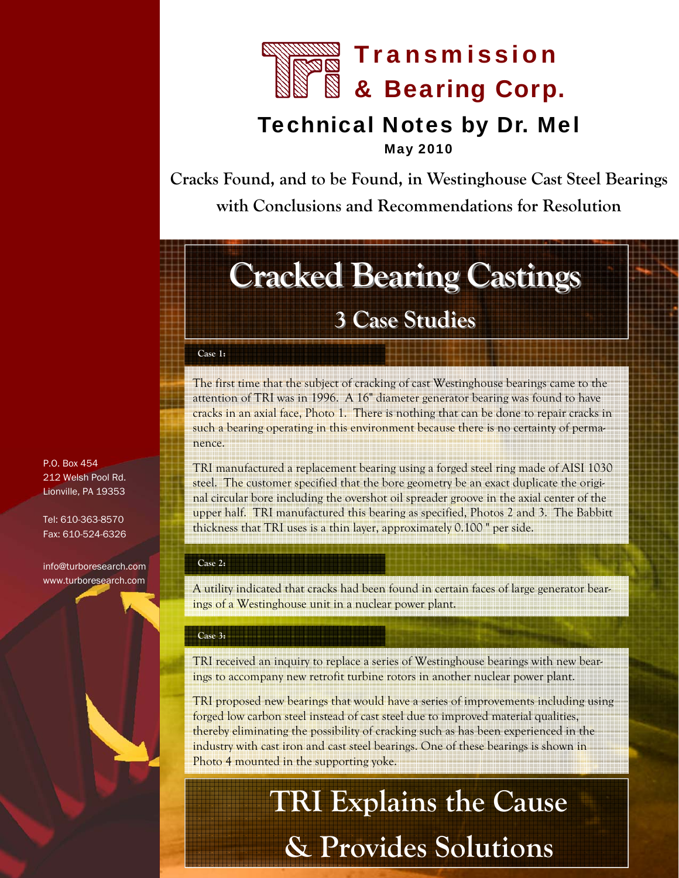# Transmission & Bearing Corp.

## Technical Notes by Dr. Mel

**May 2010**

**Cracks Found, and to be Found, in Westinghouse Cast Steel Bearings with Conclusions and Recommendations for Resolution**

P.O. Box 454
212 Welsh Pool Rd.
Lionville, PA 19353

Tel: 610-363-8570
Fax: 610-524-6326

info@turboresearch.com
www.turboresearch.com

# Cracked Bearing Castings

## 3 Case Studies

**Case 1:**

The first time that the subject of cracking of cast Westinghouse bearings came to the attention of TRI was in 1996. A 16" diameter generator bearing was found to have cracks in an axial face, Photo 1. There is nothing that can be done to repair cracks in such a bearing operating in this environment because there is no certainty of permanence.

TRI manufactured a replacement bearing using a forged steel ring made of AISI 1030 steel. The customer specified that the bore geometry be an exact duplicate the original circular bore including the overshot oil spreader groove in the axial center of the upper half. TRI manufactured this bearing as specified, Photos 2 and 3. The Babbitt thickness that TRI uses is a thin layer, approximately 0.100 " per side.

**Case 2:**

A utility indicated that cracks had been found in certain faces of large generator bearings of a Westinghouse unit in a nuclear power plant.

**Case 3:**

TRI received an inquiry to replace a series of Westinghouse bearings with new bearings to accompany new retrofit turbine rotors in another nuclear power plant.

TRI proposed new bearings that would have a series of improvements including using forged low carbon steel instead of cast steel due to improved material qualities, thereby eliminating the possibility of cracking such as has been experienced in the industry with cast iron and cast steel bearings. One of these bearings is shown in Photo 4 mounted in the supporting yoke.

# TRI Explains the Cause & Provides Solutions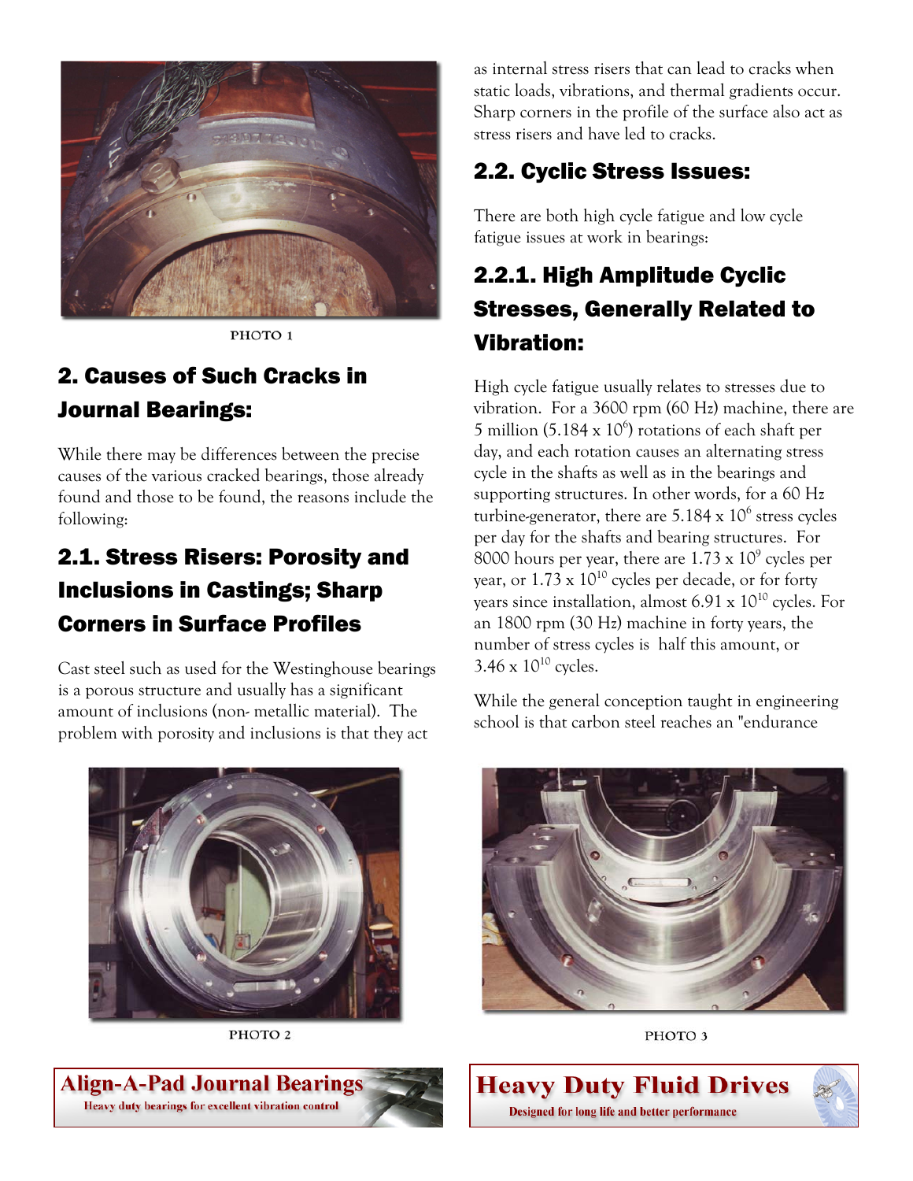PHOTO 1

## 2. Causes of Such Cracks in Journal Bearings:

While there may be differences between the precise causes of the various cracked bearings, those already found and those to be found, the reasons include the following:

### 2.1. Stress Risers: Porosity and Inclusions in Castings; Sharp Corners in Surface Profiles

Cast steel such as used for the Westinghouse bearings is a porous structure and usually has a significant amount of inclusions (non- metallic material). The problem with porosity and inclusions is that they act as internal stress risers that can lead to cracks when static loads, vibrations, and thermal gradients occur. Sharp corners in the profile of the surface also act as stress risers and have led to cracks.

### 2.2. Cyclic Stress Issues:

There are both high cycle fatigue and low cycle fatigue issues at work in bearings:

#### 2.2.1. High Amplitude Cyclic Stresses, Generally Related to Vibration:

High cycle fatigue usually relates to stresses due to vibration. For a 3600 rpm (60 Hz) machine, there are 5 million ($5.184 \times 10^6$) rotations of each shaft per day, and each rotation causes an alternating stress cycle in the shafts as well as in the bearings and supporting structures. In other words, for a 60 Hz turbine-generator, there are $5.184 \times 10^6$ stress cycles per day for the shafts and bearing structures. For 8000 hours per year, there are $1.73 \times 10^9$ cycles per year, or $1.73 \times 10^{10}$ cycles per decade, or for forty years since installation, almost $6.91 \times 10^{10}$ cycles. For an 1800 rpm (30 Hz) machine in forty years, the number of stress cycles is half this amount, or $3.46 \times 10^{10}$ cycles.

While the general conception taught in engineering school is that carbon steel reaches an "endurance

PHOTO 2

PHOTO 3

**Align-A-Pad Journal Bearings**
Heavy duty bearings for excellent vibration control

**Heavy Duty Fluid Drives**
Designed for long life and better performance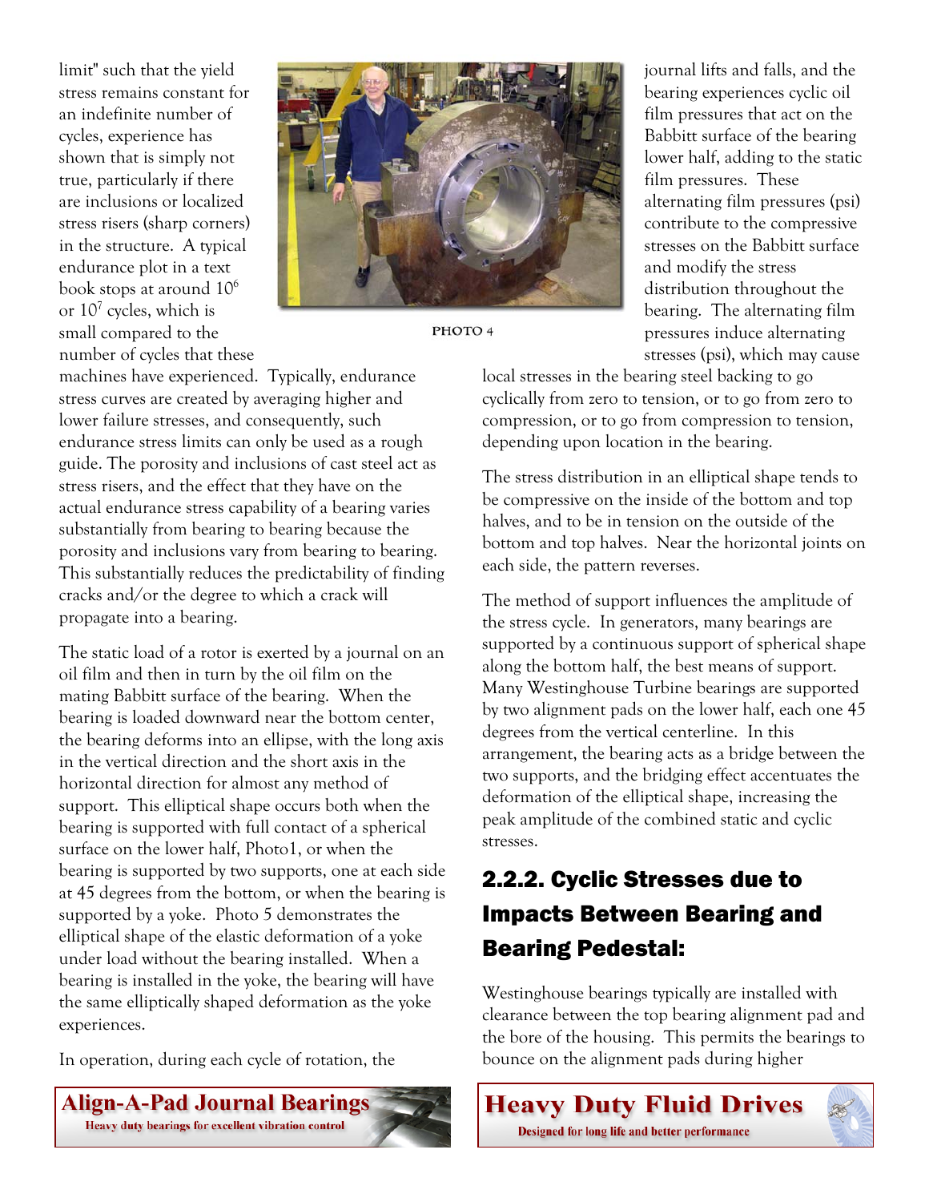limit" such that the yield stress remains constant for an indefinite number of cycles, experience has shown that is simply not true, particularly if there are inclusions or localized stress risers (sharp corners) in the structure. A typical endurance plot in a text book stops at around $10^6$ or $10^7$ cycles, which is small compared to the number of cycles that these machines have experienced. Typically, endurance stress curves are created by averaging higher and lower failure stresses, and consequently, such endurance stress limits can only be used as a rough guide. The porosity and inclusions of cast steel act as stress risers, and the effect that they have on the actual endurance stress capability of a bearing varies substantially from bearing to bearing because the porosity and inclusions vary from bearing to bearing. This substantially reduces the predictability of finding cracks and/or the degree to which a crack will propagate into a bearing.

PHOTO 4

The static load of a rotor is exerted by a journal on an oil film and then in turn by the oil film on the mating Babbitt surface of the bearing. When the bearing is loaded downward near the bottom center, the bearing deforms into an ellipse, with the long axis in the vertical direction and the short axis in the horizontal direction for almost any method of support. This elliptical shape occurs both when the bearing is supported with full contact of a spherical surface on the lower half, Photo1, or when the bearing is supported by two supports, one at each side at 45 degrees from the bottom, or when the bearing is supported by a yoke. Photo 5 demonstrates the elliptical shape of the elastic deformation of a yoke under load without the bearing installed. When a bearing is installed in the yoke, the bearing will have the same elliptically shaped deformation as the yoke experiences.

In operation, during each cycle of rotation, the journal lifts and falls, and the bearing experiences cyclic oil film pressures that act on the Babbitt surface of the bearing lower half, adding to the static film pressures. These alternating film pressures (psi) contribute to the compressive stresses on the Babbitt surface and modify the stress distribution throughout the bearing. The alternating film pressures induce alternating stresses (psi), which may cause local stresses in the bearing steel backing to go cyclically from zero to tension, or to go from zero to compression, or to go from compression to tension, depending upon location in the bearing.

The stress distribution in an elliptical shape tends to be compressive on the inside of the bottom and top halves, and to be in tension on the outside of the bottom and top halves. Near the horizontal joints on each side, the pattern reverses.

The method of support influences the amplitude of the stress cycle. In generators, many bearings are supported by a continuous support of spherical shape along the bottom half, the best means of support. Many Westinghouse Turbine bearings are supported by two alignment pads on the lower half, each one 45 degrees from the vertical centerline. In this arrangement, the bearing acts as a bridge between the two supports, and the bridging effect accentuates the deformation of the elliptical shape, increasing the peak amplitude of the combined static and cyclic stresses.

## 2.2.2. Cyclic Stresses due to Impacts Between Bearing and Bearing Pedestal:

Westinghouse bearings typically are installed with clearance between the top bearing alignment pad and the bore of the housing. This permits the bearings to bounce on the alignment pads during higher

**Align-A-Pad Journal Bearings**
Heavy duty bearings for excellent vibration control

**Heavy Duty Fluid Drives**
Designed for long life and better performance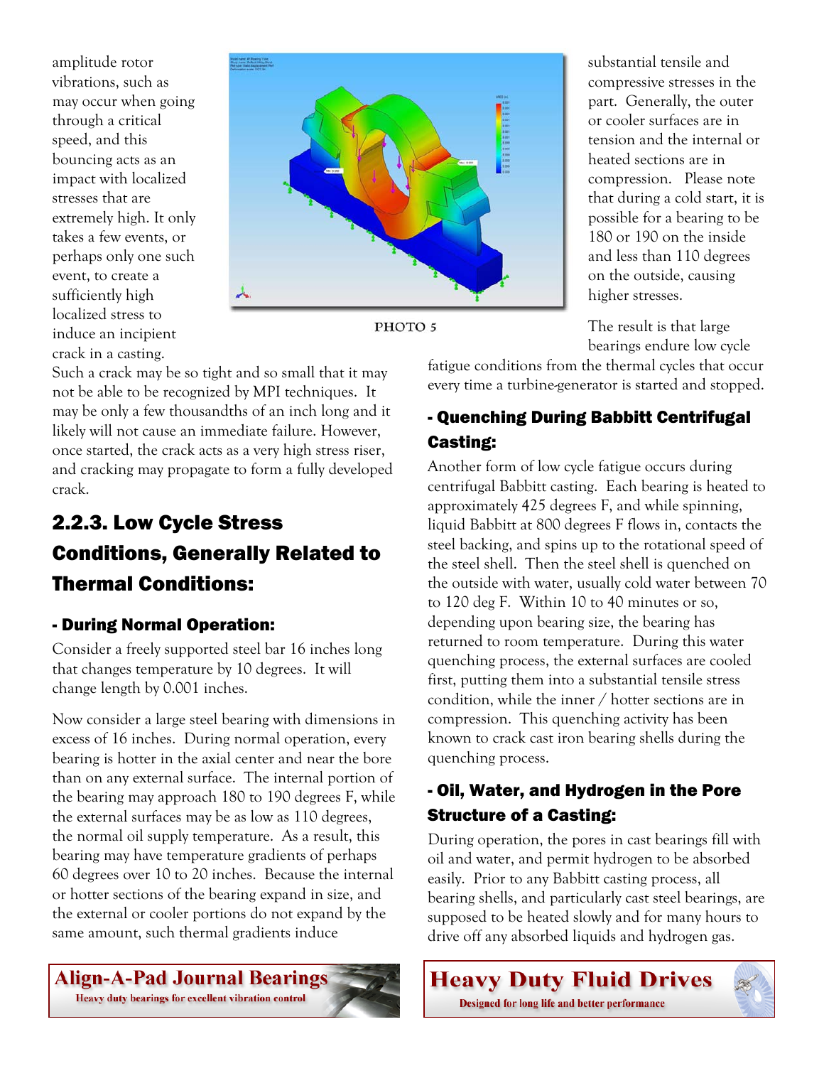amplitude rotor vibrations, such as may occur when going through a critical speed, and this bouncing acts as an impact with localized stresses that are extremely high. It only takes a few events, or perhaps only one such event, to create a sufficiently high localized stress to induce an incipient crack in a casting. Such a crack may be so tight and so small that it may not be able to be recognized by MPI techniques. It may be only a few thousandths of an inch long and it likely will not cause an immediate failure. However, once started, the crack acts as a very high stress riser, and cracking may propagate to form a fully developed crack.

PHOTO 5

## 2.2.3. Low Cycle Stress Conditions, Generally Related to Thermal Conditions:

### - During Normal Operation:

Consider a freely supported steel bar 16 inches long that changes temperature by 10 degrees. It will change length by 0.001 inches.

Now consider a large steel bearing with dimensions in excess of 16 inches. During normal operation, every bearing is hotter in the axial center and near the bore than on any external surface. The internal portion of the bearing may approach 180 to 190 degrees F, while the external surfaces may be as low as 110 degrees, the normal oil supply temperature. As a result, this bearing may have temperature gradients of perhaps 60 degrees over 10 to 20 inches. Because the internal or hotter sections of the bearing expand in size, and the external or cooler portions do not expand by the same amount, such thermal gradients induce substantial tensile and compressive stresses in the part. Generally, the outer or cooler surfaces are in tension and the internal or heated sections are in compression. Please note that during a cold start, it is possible for a bearing to be 180 or 190 on the inside and less than 110 degrees on the outside, causing higher stresses.

The result is that large bearings endure low cycle fatigue conditions from the thermal cycles that occur every time a turbine-generator is started and stopped.

### - Quenching During Babbitt Centrifugal Casting:

Another form of low cycle fatigue occurs during centrifugal Babbitt casting. Each bearing is heated to approximately 425 degrees F, and while spinning, liquid Babbitt at 800 degrees F flows in, contacts the steel backing, and spins up to the rotational speed of the steel shell. Then the steel shell is quenched on the outside with water, usually cold water between 70 to 120 deg F. Within 10 to 40 minutes or so, depending upon bearing size, the bearing has returned to room temperature. During this water quenching process, the external surfaces are cooled first, putting them into a substantial tensile stress condition, while the inner / hotter sections are in compression. This quenching activity has been known to crack cast iron bearing shells during the quenching process.

### - Oil, Water, and Hydrogen in the Pore Structure of a Casting:

During operation, the pores in cast bearings fill with oil and water, and permit hydrogen to be absorbed easily. Prior to any Babbitt casting process, all bearing shells, and particularly cast steel bearings, are supposed to be heated slowly and for many hours to drive off any absorbed liquids and hydrogen gas.

**Align-A-Pad Journal Bearings**
Heavy duty bearings for excellent vibration control

**Heavy Duty Fluid Drives**
Designed for long life and better performance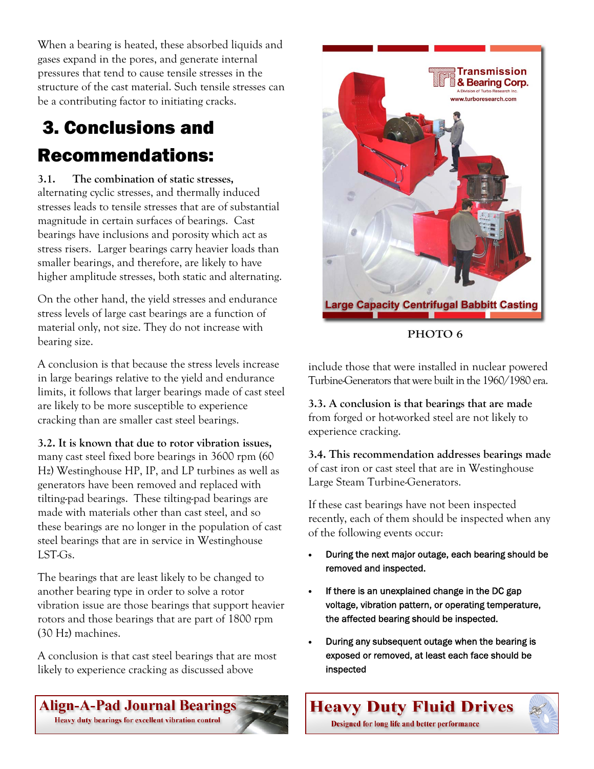When a bearing is heated, these absorbed liquids and gases expand in the pores, and generate internal pressures that tend to cause tensile stresses in the structure of the cast material. Such tensile stresses can be a contributing factor to initiating cracks.

# 3. Conclusions and Recommendations:

**3.1. The combination of static stresses,** alternating cyclic stresses, and thermally induced stresses leads to tensile stresses that are of substantial magnitude in certain surfaces of bearings. Cast bearings have inclusions and porosity which act as stress risers. Larger bearings carry heavier loads than smaller bearings, and therefore, are likely to have higher amplitude stresses, both static and alternating.

On the other hand, the yield stresses and endurance stress levels of large cast bearings are a function of material only, not size. They do not increase with bearing size.

A conclusion is that because the stress levels increase in large bearings relative to the yield and endurance limits, it follows that larger bearings made of cast steel are likely to be more susceptible to experience cracking than are smaller cast steel bearings.

**3.2. It is known that due to rotor vibration issues,** many cast steel fixed bore bearings in 3600 rpm (60 Hz) Westinghouse HP, IP, and LP turbines as well as generators have been removed and replaced with tilting-pad bearings. These tilting-pad bearings are made with materials other than cast steel, and so these bearings are no longer in the population of cast steel bearings that are in service in Westinghouse LST-Gs.

The bearings that are least likely to be changed to another bearing type in order to solve a rotor vibration issue are those bearings that support heavier rotors and those bearings that are part of 1800 rpm (30 Hz) machines.

A conclusion is that cast steel bearings that are most likely to experience cracking as discussed above include those that were installed in nuclear powered Turbine-Generators that were built in the 1960/1980 era.

Transmission & Bearing Corp.
A Division of Turbo Research Inc.
www.turboresearch.com

Large Capacity Centrifugal Babbitt Casting

**PHOTO 6**

**3.3. A conclusion is that bearings that are made** from forged or hot-worked steel are not likely to experience cracking.

**3.4. This recommendation addresses bearings made** of cast iron or cast steel that are in Westinghouse Large Steam Turbine-Generators.

If these cast bearings have not been inspected recently, each of them should be inspected when any of the following events occur:

- **During the next major outage, each bearing should be removed and inspected.**
- **If there is an unexplained change in the DC gap voltage, vibration pattern, or operating temperature, the affected bearing should be inspected.**
- **During any subsequent outage when the bearing is exposed or removed, at least each face should be inspected**

**Align-A-Pad Journal Bearings**
Heavy duty bearings for excellent vibration control

**Heavy Duty Fluid Drives**
Designed for long life and better performance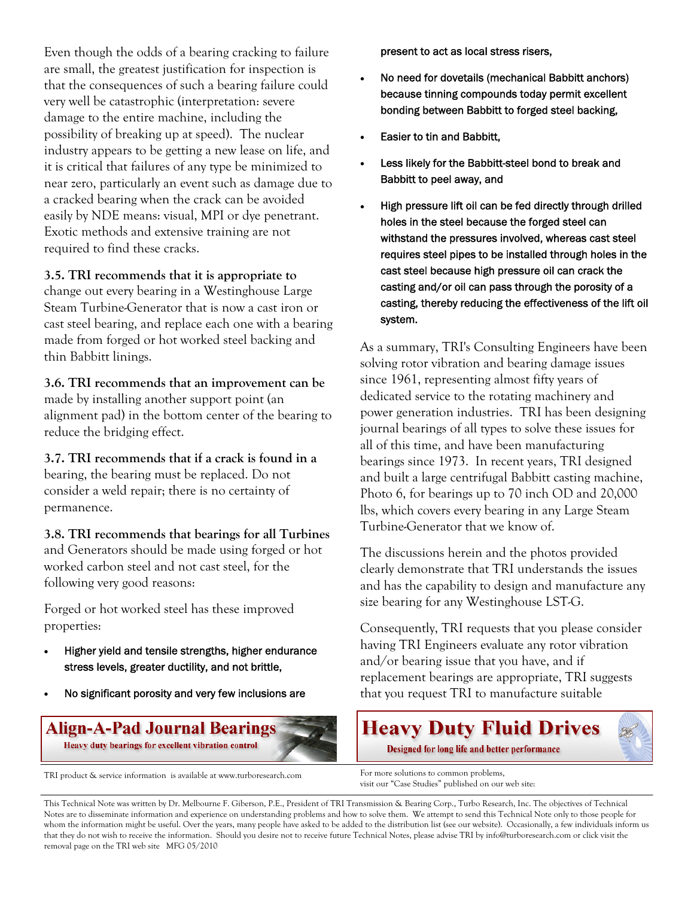Even though the odds of a bearing cracking to failure are small, the greatest justification for inspection is that the consequences of such a bearing failure could very well be catastrophic (interpretation: severe damage to the entire machine, including the possibility of breaking up at speed). The nuclear industry appears to be getting a new lease on life, and it is critical that failures of any type be minimized to near zero, particularly an event such as damage due to a cracked bearing when the crack can be avoided easily by NDE means: visual, MPI or dye penetrant. Exotic methods and extensive training are not required to find these cracks.

**3.5. TRI recommends that it is appropriate to** change out every bearing in a Westinghouse Large Steam Turbine-Generator that is now a cast iron or cast steel bearing, and replace each one with a bearing made from forged or hot worked steel backing and thin Babbitt linings.

**3.6. TRI recommends that an improvement can be** made by installing another support point (an alignment pad) in the bottom center of the bearing to reduce the bridging effect.

**3.7. TRI recommends that if a crack is found in a** bearing, the bearing must be replaced. Do not consider a weld repair; there is no certainty of permanence.

**3.8. TRI recommends that bearings for all Turbines** and Generators should be made using forged or hot worked carbon steel and not cast steel, for the following very good reasons:

Forged or hot worked steel has these improved properties:

- Higher yield and tensile strengths, higher endurance stress levels, greater ductility, and not brittle,
- No significant porosity and very few inclusions are present to act as local stress risers,
- No need for dovetails (mechanical Babbitt anchors) because tinning compounds today permit excellent bonding between Babbitt to forged steel backing,
- Easier to tin and Babbitt,
- Less likely for the Babbitt-steel bond to break and Babbitt to peel away, and
- High pressure lift oil can be fed directly through drilled holes in the steel because the forged steel can withstand the pressures involved, whereas cast steel requires steel pipes to be installed through holes in the cast steel because high pressure oil can crack the casting and/or oil can pass through the porosity of a casting, thereby reducing the effectiveness of the lift oil system.

As a summary, TRI's Consulting Engineers have been solving rotor vibration and bearing damage issues since 1961, representing almost fifty years of dedicated service to the rotating machinery and power generation industries. TRI has been designing journal bearings of all types to solve these issues for all of this time, and have been manufacturing bearings since 1973. In recent years, TRI designed and built a large centrifugal Babbitt casting machine, Photo 6, for bearings up to 70 inch OD and 20,000 lbs, which covers every bearing in any Large Steam Turbine-Generator that we know of.

The discussions herein and the photos provided clearly demonstrate that TRI understands the issues and has the capability to design and manufacture any size bearing for any Westinghouse LST-G.

Consequently, TRI requests that you please consider having TRI Engineers evaluate any rotor vibration and/or bearing issue that you have, and if replacement bearings are appropriate, TRI suggests that you request TRI to manufacture suitable

**Align-A-Pad Journal Bearings**
Heavy duty bearings for excellent vibration control

**Heavy Duty Fluid Drives**
Designed for long life and better performance

TRI product & service information is available at www.turboresearch.com

For more solutions to common problems,
visit our "Case Studies" published on our web site:

This Technical Note was written by Dr. Melbourne F. Giberson, P.E., President of TRI Transmission & Bearing Corp., Turbo Research, Inc. The objectives of Technical Notes are to disseminate information and experience on understanding problems and how to solve them. We attempt to send this Technical Note only to those people for whom the information might be useful. Over the years, many people have asked to be added to the distribution list (see our website). Occasionally, a few individuals inform us that they do not wish to receive the information. Should you desire not to receive future Technical Notes, please advise TRI by info@turboresearch.com or click visit the removal page on the TRI web site MFG 05/2010